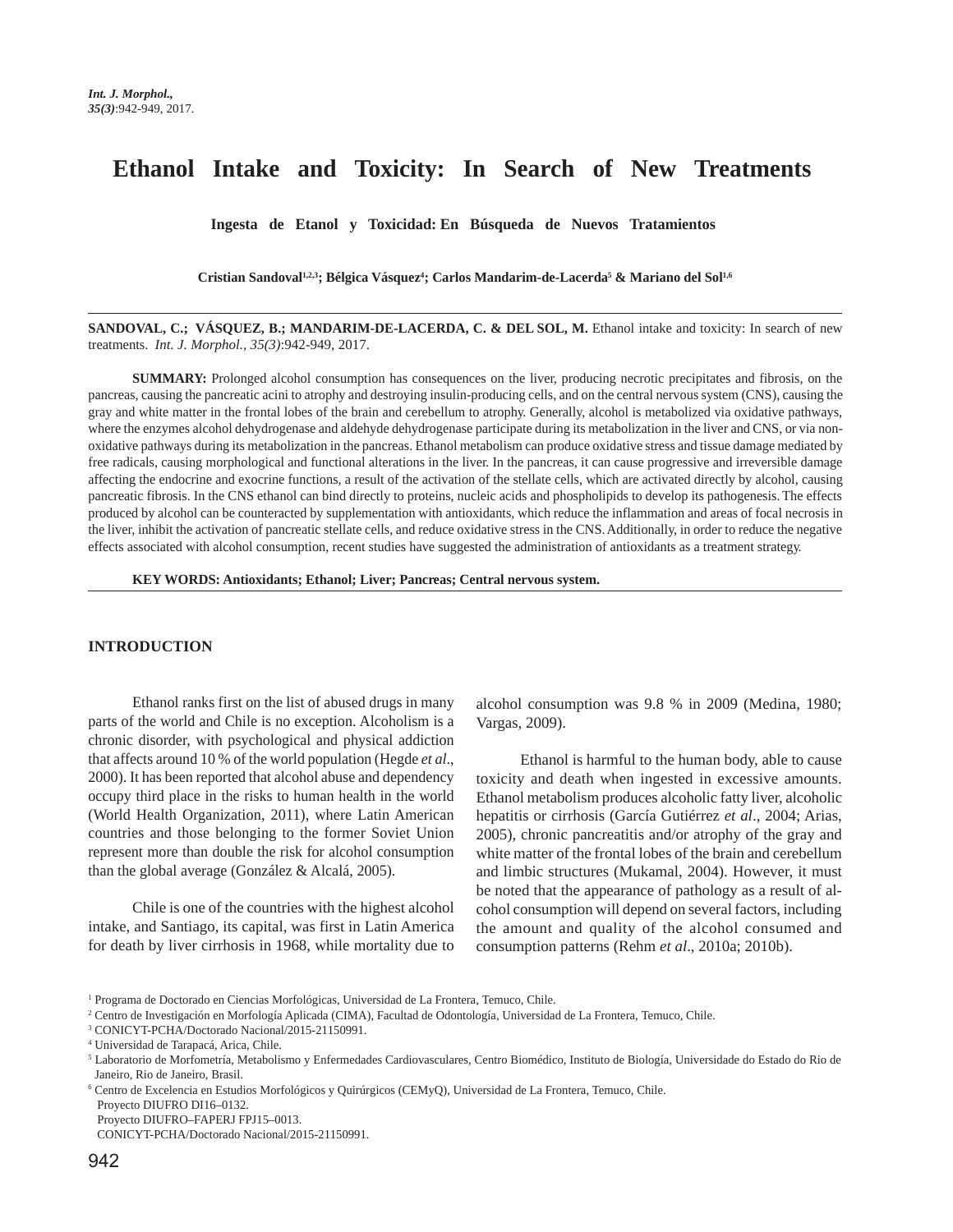# Ethanol Intake and Toxicity: In Search of New Treatments

## Ingesta de Etanol y Toxicidad: En Búsqueda de Nuevos Tratamientos

**Cristian Sandoval[1,2,3]; Bélgica Vásquez[4]; Carlos Mandarim-de-Lacerda[5] & Mariano del Sol[1,6]**

---

**SANDOVAL, C.; VÁSQUEZ, B.; MANDARIM-DE-LACERDA, C. & DEL SOL, M.** Ethanol intake and toxicity: In search of new treatments. *Int. J. Morphol., 35(3)*:942-949, 2017.

**SUMMARY:** Prolonged alcohol consumption has consequences on the liver, producing necrotic precipitates and fibrosis, on the pancreas, causing the pancreatic acini to atrophy and destroying insulin-producing cells, and on the central nervous system (CNS), causing the gray and white matter in the frontal lobes of the brain and cerebellum to atrophy. Generally, alcohol is metabolized via oxidative pathways, where the enzymes alcohol dehydrogenase and aldehyde dehydrogenase participate during its metabolization in the liver and CNS, or via non-oxidative pathways during its metabolization in the pancreas. Ethanol metabolism can produce oxidative stress and tissue damage mediated by free radicals, causing morphological and functional alterations in the liver. In the pancreas, it can cause progressive and irreversible damage affecting the endocrine and exocrine functions, a result of the activation of the stellate cells, which are activated directly by alcohol, causing pancreatic fibrosis. In the CNS ethanol can bind directly to proteins, nucleic acids and phospholipids to develop its pathogenesis. The effects produced by alcohol can be counteracted by supplementation with antioxidants, which reduce the inflammation and areas of focal necrosis in the liver, inhibit the activation of pancreatic stellate cells, and reduce oxidative stress in the CNS. Additionally, in order to reduce the negative effects associated with alcohol consumption, recent studies have suggested the administration of antioxidants as a treatment strategy.

**KEY WORDS: Antioxidants; Ethanol; Liver; Pancreas; Central nervous system.**

---

## INTRODUCTION

Ethanol ranks first on the list of abused drugs in many parts of the world and Chile is no exception. Alcoholism is a chronic disorder, with psychological and physical addiction that affects around 10 % of the world population (Hegde *et al*., 2000). It has been reported that alcohol abuse and dependency occupy third place in the risks to human health in the world (World Health Organization, 2011), where Latin American countries and those belonging to the former Soviet Union represent more than double the risk for alcohol consumption than the global average (González & Alcalá, 2005).

Chile is one of the countries with the highest alcohol intake, and Santiago, its capital, was first in Latin America for death by liver cirrhosis in 1968, while mortality due to alcohol consumption was 9.8 % in 2009 (Medina, 1980; Vargas, 2009).

Ethanol is harmful to the human body, able to cause toxicity and death when ingested in excessive amounts. Ethanol metabolism produces alcoholic fatty liver, alcoholic hepatitis or cirrhosis (García Gutiérrez *et al*., 2004; Arias, 2005), chronic pancreatitis and/or atrophy of the gray and white matter of the frontal lobes of the brain and cerebellum and limbic structures (Mukamal, 2004). However, it must be noted that the appearance of pathology as a result of alcohol consumption will depend on several factors, including the amount and quality of the alcohol consumed and consumption patterns (Rehm *et al*., 2010a; 2010b).

---

[1] Programa de Doctorado en Ciencias Morfológicas, Universidad de La Frontera, Temuco, Chile.
[2] Centro de Investigación en Morfología Aplicada (CIMA), Facultad de Odontología, Universidad de La Frontera, Temuco, Chile.
[3] CONICYT-PCHA/Doctorado Nacional/2015-21150991.
[4] Universidad de Tarapacá, Arica, Chile.
[5] Laboratorio de Morfometría, Metabolismo y Enfermedades Cardiovasculares, Centro Biomédico, Instituto de Biología, Universidade do Estado do Rio de Janeiro, Rio de Janeiro, Brasil.
[6] Centro de Excelencia en Estudios Morfológicos y Quirúrgicos (CEMyQ), Universidad de La Frontera, Temuco, Chile.
Proyecto DIUFRO DI16–0132.
Proyecto DIUFRO–FAPERJ FPJ15–0013.
CONICYT-PCHA/Doctorado Nacional/2015-21150991.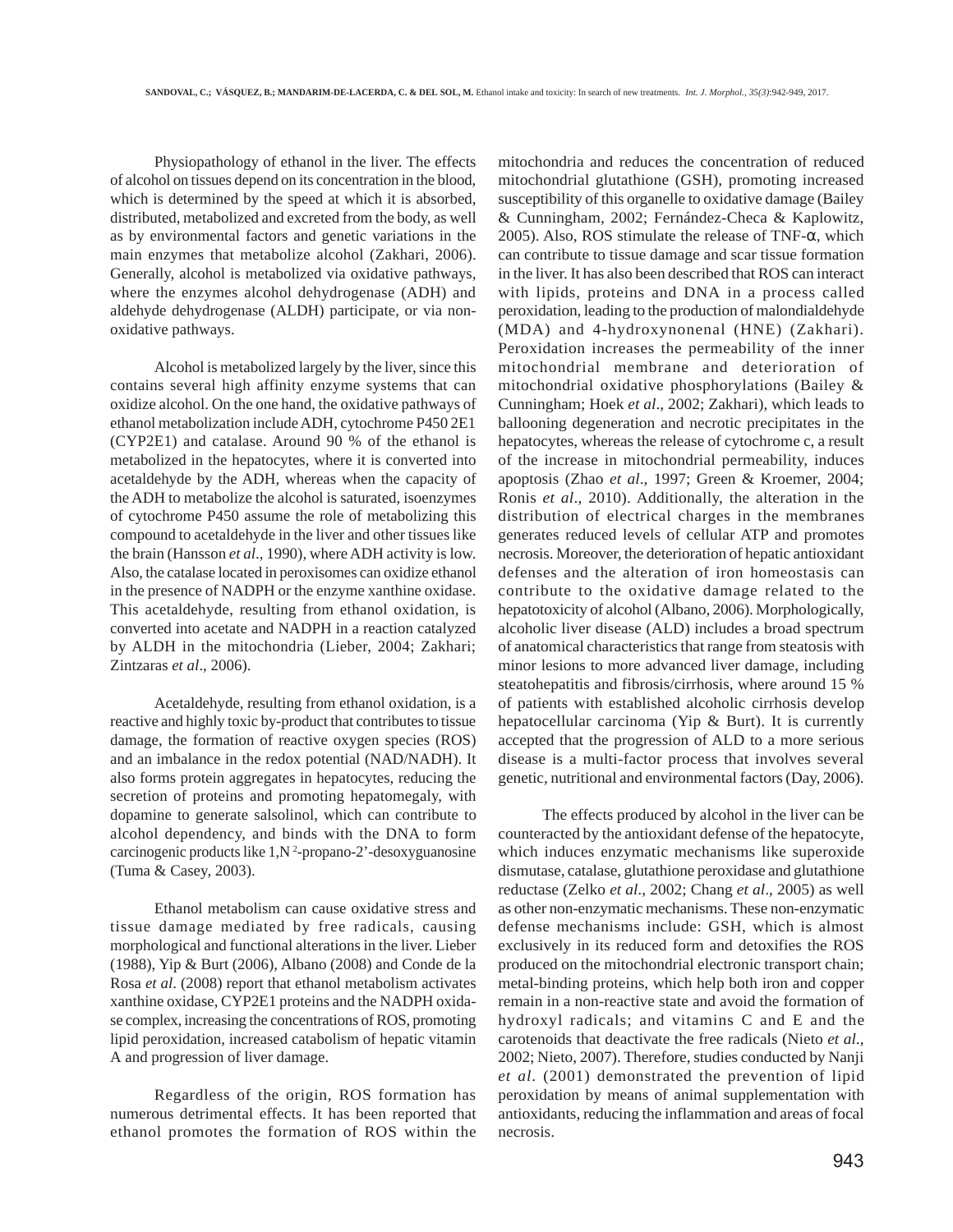Physiopathology of ethanol in the liver. The effects of alcohol on tissues depend on its concentration in the blood, which is determined by the speed at which it is absorbed, distributed, metabolized and excreted from the body, as well as by environmental factors and genetic variations in the main enzymes that metabolize alcohol (Zakhari, 2006). Generally, alcohol is metabolized via oxidative pathways, where the enzymes alcohol dehydrogenase (ADH) and aldehyde dehydrogenase (ALDH) participate, or via non-oxidative pathways.

Alcohol is metabolized largely by the liver, since this contains several high affinity enzyme systems that can oxidize alcohol. On the one hand, the oxidative pathways of ethanol metabolization include ADH, cytochrome P450 2E1 (CYP2E1) and catalase. Around 90 % of the ethanol is metabolized in the hepatocytes, where it is converted into acetaldehyde by the ADH, whereas when the capacity of the ADH to metabolize the alcohol is saturated, isoenzymes of cytochrome P450 assume the role of metabolizing this compound to acetaldehyde in the liver and other tissues like the brain (Hansson *et al*., 1990), where ADH activity is low. Also, the catalase located in peroxisomes can oxidize ethanol in the presence of NADPH or the enzyme xanthine oxidase. This acetaldehyde, resulting from ethanol oxidation, is converted into acetate and NADPH in a reaction catalyzed by ALDH in the mitochondria (Lieber, 2004; Zakhari; Zintzaras *et al*., 2006).

Acetaldehyde, resulting from ethanol oxidation, is a reactive and highly toxic by-product that contributes to tissue damage, the formation of reactive oxygen species (ROS) and an imbalance in the redox potential (NAD/NADH). It also forms protein aggregates in hepatocytes, reducing the secretion of proteins and promoting hepatomegaly, with dopamine to generate salsolinol, which can contribute to alcohol dependency, and binds with the DNA to form carcinogenic products like 1,$N^2$-propano-2'-desoxyguanosine (Tuma & Casey, 2003).

Ethanol metabolism can cause oxidative stress and tissue damage mediated by free radicals, causing morphological and functional alterations in the liver. Lieber (1988), Yip & Burt (2006), Albano (2008) and Conde de la Rosa *et al*. (2008) report that ethanol metabolism activates xanthine oxidase, CYP2E1 proteins and the NADPH oxidase complex, increasing the concentrations of ROS, promoting lipid peroxidation, increased catabolism of hepatic vitamin A and progression of liver damage.

Regardless of the origin, ROS formation has numerous detrimental effects. It has been reported that ethanol promotes the formation of ROS within the mitochondria and reduces the concentration of reduced mitochondrial glutathione (GSH), promoting increased susceptibility of this organelle to oxidative damage (Bailey & Cunningham, 2002; Fernández-Checa & Kaplowitz, 2005). Also, ROS stimulate the release of TNF-α, which can contribute to tissue damage and scar tissue formation in the liver. It has also been described that ROS can interact with lipids, proteins and DNA in a process called peroxidation, leading to the production of malondialdehyde (MDA) and 4-hydroxynonenal (HNE) (Zakhari). Peroxidation increases the permeability of the inner mitochondrial membrane and deterioration of mitochondrial oxidative phosphorylations (Bailey & Cunningham; Hoek *et al*., 2002; Zakhari), which leads to ballooning degeneration and necrotic precipitates in the hepatocytes, whereas the release of cytochrome c, a result of the increase in mitochondrial permeability, induces apoptosis (Zhao *et al*., 1997; Green & Kroemer, 2004; Ronis *et al*., 2010). Additionally, the alteration in the distribution of electrical charges in the membranes generates reduced levels of cellular ATP and promotes necrosis. Moreover, the deterioration of hepatic antioxidant defenses and the alteration of iron homeostasis can contribute to the oxidative damage related to the hepatotoxicity of alcohol (Albano, 2006). Morphologically, alcoholic liver disease (ALD) includes a broad spectrum of anatomical characteristics that range from steatosis with minor lesions to more advanced liver damage, including steatohepatitis and fibrosis/cirrhosis, where around 15 % of patients with established alcoholic cirrhosis develop hepatocellular carcinoma (Yip & Burt). It is currently accepted that the progression of ALD to a more serious disease is a multi-factor process that involves several genetic, nutritional and environmental factors (Day, 2006).

The effects produced by alcohol in the liver can be counteracted by the antioxidant defense of the hepatocyte, which induces enzymatic mechanisms like superoxide dismutase, catalase, glutathione peroxidase and glutathione reductase (Zelko *et al*., 2002; Chang *et al*., 2005) as well as other non-enzymatic mechanisms. These non-enzymatic defense mechanisms include: GSH, which is almost exclusively in its reduced form and detoxifies the ROS produced on the mitochondrial electronic transport chain; metal-binding proteins, which help both iron and copper remain in a non-reactive state and avoid the formation of hydroxyl radicals; and vitamins C and E and the carotenoids that deactivate the free radical (Nieto *et al*., 2002; Nieto, 2007). Therefore, studies conducted by Nanji *et al*. (2001) demonstrated the prevention of lipid peroxidation by means of animal supplementation with antioxidants, reducing the inflammation and areas of focal necrosis.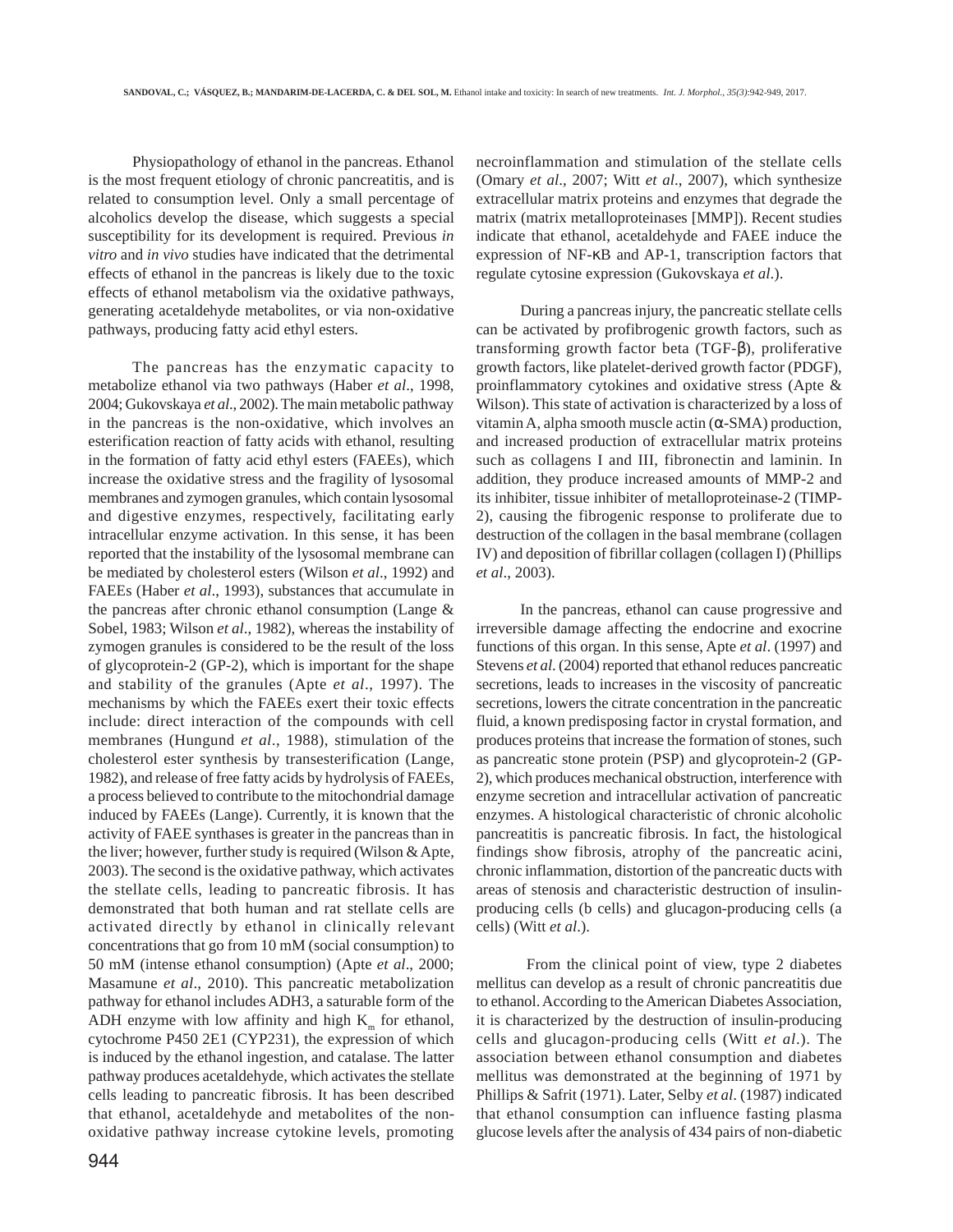Physiopathology of ethanol in the pancreas. Ethanol is the most frequent etiology of chronic pancreatitis, and is related to consumption level. Only a small percentage of alcoholics develop the disease, which suggests a special susceptibility for its development is required. Previous *in vitro* and *in vivo* studies have indicated that the detrimental effects of ethanol in the pancreas is likely due to the toxic effects of ethanol metabolism via the oxidative pathways, generating acetaldehyde metabolites, or via non-oxidative pathways, producing fatty acid ethyl esters.

The pancreas has the enzymatic capacity to metabolize ethanol via two pathways (Haber *et al*., 1998, 2004; Gukovskaya *et al*., 2002). The main metabolic pathway in the pancreas is the non-oxidative, which involves an esterification reaction of fatty acids with ethanol, resulting in the formation of fatty acid ethyl esters (FAEEs), which increase the oxidative stress and the fragility of lysosomal membranes and zymogen granules, which contain lysosomal and digestive enzymes, respectively, facilitating early intracellular enzyme activation. In this sense, it has been reported that the instability of the lysosomal membrane can be mediated by cholesterol esters (Wilson *et al*., 1992) and FAEEs (Haber *et al*., 1993), substances that accumulate in the pancreas after chronic ethanol consumption (Lange & Sobel, 1983; Wilson *et al*., 1982), whereas the instability of zymogen granules is considered to be the result of the loss of glycoprotein-2 (GP-2), which is important for the shape and stability of the granules (Apte *et al*., 1997). The mechanisms by which the FAEEs exert their toxic effects include: direct interaction of the compounds with cell membranes (Hungund *et al*., 1988), stimulation of the cholesterol ester synthesis by transesterification (Lange, 1982), and release of free fatty acids by hydrolysis of FAEEs, a process believed to contribute to the mitochondrial damage induced by FAEEs (Lange). Currently, it is known that the activity of FAEE synthases is greater in the pancreas than in the liver; however, further study is required (Wilson & Apte, 2003). The second is the oxidative pathway, which activates the stellate cells, leading to pancreatic fibrosis. It has demonstrated that both human and rat stellate cells are activated directly by ethanol in clinically relevant concentrations that go from 10 mM (social consumption) to 50 mM (intense ethanol consumption) (Apte *et al*., 2000; Masamune *et al*., 2010). This pancreatic metabolization pathway for ethanol includes ADH3, a saturable form of the ADH enzyme with low affinity and high $K_m$ for ethanol, cytochrome P450 2E1 (CYP231), the expression of which is induced by the ethanol ingestion, and catalase. The latter pathway produces acetaldehyde, which activates the stellate cells leading to pancreatic fibrosis. It has been described that ethanol, acetaldehyde and metabolites of the non-oxidative pathway increase cytokine levels, promoting necroinflammation and stimulation of the stellate cells (Omary *et al*., 2007; Witt *et al*., 2007), which synthesize extracellular matrix proteins and enzymes that degrade the matrix (matrix metalloproteinases [MMP]). Recent studies indicate that ethanol, acetaldehyde and FAEE induce the expression of NF-κB and AP-1, transcription factors that regulate cytosine expression (Gukovskaya *et al*.).

During a pancreas injury, the pancreatic stellate cells can be activated by profibrogenic growth factors, such as transforming growth factor beta (TGF-β), proliferative growth factors, like platelet-derived growth factor (PDGF), proinflammatory cytokines and oxidative stress (Apte & Wilson). This state of activation is characterized by a loss of vitamin A, alpha smooth muscle actin (α-SMA) production, and increased production of extracellular matrix proteins such as collagens I and III, fibronectin and laminin. In addition, they produce increased amounts of MMP-2 and its inhibiter, tissue inhibiter of metalloproteinase-2 (TIMP-2), causing the fibrogenic response to proliferate due to destruction of the collagen in the basal membrane (collagen IV) and deposition of fibrillar collagen (collagen I) (Phillips *et al*., 2003).

In the pancreas, ethanol can cause progressive and irreversible damage affecting the endocrine and exocrine functions of this organ. In this sense, Apte *et al*. (1997) and Stevens *et al*. (2004) reported that ethanol reduces pancreatic secretions, leads to increases in the viscosity of pancreatic secretions, lowers the citrate concentration in the pancreatic fluid, a known predisposing factor in crystal formation, and produces proteins that increase the formation of stones, such as pancreatic stone protein (PSP) and glycoprotein-2 (GP-2), which produces mechanical obstruction, interference with enzyme secretion and intracellular activation of pancreatic enzymes. A histological characteristic of chronic alcoholic pancreatitis is pancreatic fibrosis. In fact, the histological findings show fibrosis, atrophy of the pancreatic acini, chronic inflammation, distortion of the pancreatic ducts with areas of stenosis and characteristic destruction of insulin-producing cells (b cells) and glucagon-producing cells (a cells) (Witt *et al*.).

From the clinical point of view, type 2 diabetes mellitus can develop as a result of chronic pancreatitis due to ethanol. According to the American Diabetes Association, it is characterized by the destruction of insulin-producing cells and glucagon-producing cells (Witt *et al*.). The association between ethanol consumption and diabetes mellitus was demonstrated at the beginning of 1971 by Phillips & Safrit (1971). Later, Selby *et al*. (1987) indicated that ethanol consumption can influence fasting plasma glucose levels after the analysis of 434 pairs of non-diabetic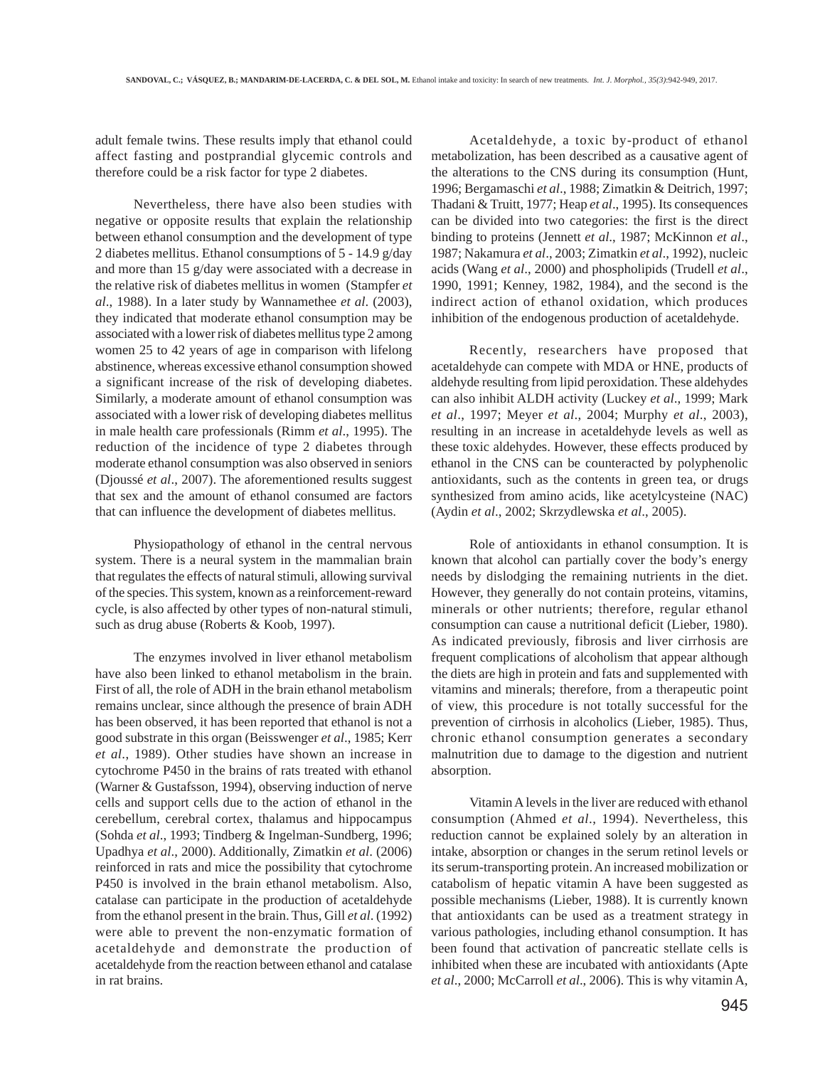adult female twins. These results imply that ethanol could affect fasting and postprandial glycemic controls and therefore could be a risk factor for type 2 diabetes.

Nevertheless, there have also been studies with negative or opposite results that explain the relationship between ethanol consumption and the development of type 2 diabetes mellitus. Ethanol consumptions of 5 - 14.9 g/day and more than 15 g/day were associated with a decrease in the relative risk of diabetes mellitus in women (Stampfer *et al*., 1988). In a later study by Wannamethee *et al*. (2003), they indicated that moderate ethanol consumption may be associated with a lower risk of diabetes mellitus type 2 among women 25 to 42 years of age in comparison with lifelong abstinence, whereas excessive ethanol consumption showed a significant increase of the risk of developing diabetes. Similarly, a moderate amount of ethanol consumption was associated with a lower risk of developing diabetes mellitus in male health care professionals (Rimm *et al*., 1995). The reduction of the incidence of type 2 diabetes through moderate ethanol consumption was also observed in seniors (Djoussé *et al*., 2007). The aforementioned results suggest that sex and the amount of ethanol consumed are factors that can influence the development of diabetes mellitus.

Physiopathology of ethanol in the central nervous system. There is a neural system in the mammalian brain that regulates the effects of natural stimuli, allowing survival of the species. This system, known as a reinforcement-reward cycle, is also affected by other types of non-natural stimuli, such as drug abuse (Roberts & Koob, 1997).

The enzymes involved in liver ethanol metabolism have also been linked to ethanol metabolism in the brain. First of all, the role of ADH in the brain ethanol metabolism remains unclear, since although the presence of brain ADH has been observed, it has been reported that ethanol is not a good substrate in this organ (Beisswenger *et al*., 1985; Kerr *et al*., 1989). Other studies have shown an increase in cytochrome P450 in the brains of rats treated with ethanol (Warner & Gustafsson, 1994), observing induction of nerve cells and support cells due to the action of ethanol in the cerebellum, cerebral cortex, thalamus and hippocampus (Sohda *et al*., 1993; Tindberg & Ingelman-Sundberg, 1996; Upadhya *et al*., 2000). Additionally, Zimatkin *et al*. (2006) reinforced in rats and mice the possibility that cytochrome P450 is involved in the brain ethanol metabolism. Also, catalase can participate in the production of acetaldehyde from the ethanol present in the brain. Thus, Gill *et al*. (1992) were able to prevent the non-enzymatic formation of acetaldehyde and demonstrate the production of acetaldehyde from the reaction between ethanol and catalase in rat brains.

Acetaldehyde, a toxic by-product of ethanol metabolization, has been described as a causative agent of the alterations to the CNS during its consumption (Hunt, 1996; Bergamaschi *et al*., 1988; Zimatkin & Deitrich, 1997; Thadani & Truitt, 1977; Heap *et al*., 1995). Its consequences can be divided into two categories: the first is the direct binding to proteins (Jennett *et al*., 1987; McKinnon *et al*., 1987; Nakamura *et al*., 2003; Zimatkin *et al*., 1992), nucleic acids (Wang *et al*., 2000) and phospholipids (Trudell *et al*., 1990, 1991; Kenney, 1982, 1984), and the second is the indirect action of ethanol oxidation, which produces inhibition of the endogenous production of acetaldehyde.

Recently, researchers have proposed that acetaldehyde can compete with MDA or HNE, products of aldehyde resulting from lipid peroxidation. These aldehydes can also inhibit ALDH activity (Luckey *et al*., 1999; Mark *et al*., 1997; Meyer *et al*., 2004; Murphy *et al*., 2003), resulting in an increase in acetaldehyde levels as well as these toxic aldehydes. However, these effects produced by ethanol in the CNS can be counteracted by polyphenolic antioxidants, such as the contents in green tea, or drugs synthesized from amino acids, like acetylcysteine (NAC) (Aydin *et al*., 2002; Skrzydlewska *et al*., 2005).

Role of antioxidants in ethanol consumption. It is known that alcohol can partially cover the body's energy needs by dislodging the remaining nutrients in the diet. However, they generally do not contain proteins, vitamins, minerals or other nutrients; therefore, regular ethanol consumption can cause a nutritional deficit (Lieber, 1980). As indicated previously, fibrosis and liver cirrhosis are frequent complications of alcoholism that appear although the diets are high in protein and fats and supplemented with vitamins and minerals; therefore, from a therapeutic point of view, this procedure is not totally successful for the prevention of cirrhosis in alcoholics (Lieber, 1985). Thus, chronic ethanol consumption generates a secondary malnutrition due to damage to the digestion and nutrient absorption.

Vitamin A levels in the liver are reduced with ethanol consumption (Ahmed *et al*., 1994). Nevertheless, this reduction cannot be explained solely by an alteration in intake, absorption or changes in the serum retinol levels or its serum-transporting protein. An increased mobilization or catabolism of hepatic vitamin A have been suggested as possible mechanisms (Lieber, 1988). It is currently known that antioxidants can be used as a treatment strategy in various pathologies, including ethanol consumption. It has been found that activation of pancreatic stellate cells is inhibited when these are incubated with antioxidants (Apte *et al*., 2000; McCarroll *et al*., 2006). This is why vitamin A,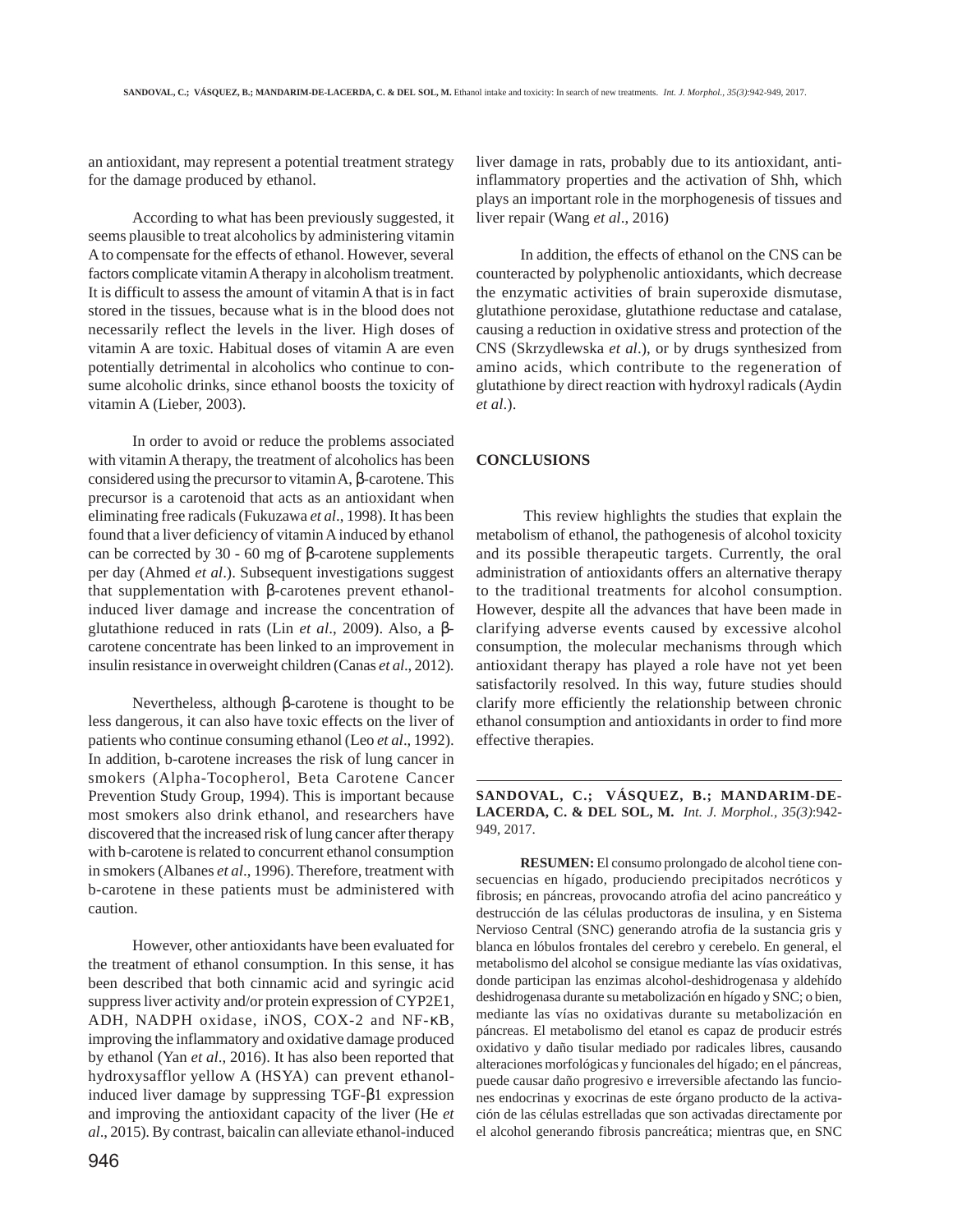an antioxidant, may represent a potential treatment strategy for the damage produced by ethanol.

According to what has been previously suggested, it seems plausible to treat alcoholics by administering vitamin A to compensate for the effects of ethanol. However, several factors complicate vitamin A therapy in alcoholism treatment. It is difficult to assess the amount of vitamin A that is in fact stored in the tissues, because what is in the blood does not necessarily reflect the levels in the liver. High doses of vitamin A are toxic. Habitual doses of vitamin A are even potentially detrimental in alcoholics who continue to consume alcoholic drinks, since ethanol boosts the toxicity of vitamin A (Lieber, 2003).

In order to avoid or reduce the problems associated with vitamin A therapy, the treatment of alcoholics has been considered using the precursor to vitamin A, β-carotene. This precursor is a carotenoid that acts as an antioxidant when eliminating free radicals (Fukuzawa *et al*., 1998). It has been found that a liver deficiency of vitamin A induced by ethanol can be corrected by 30 - 60 mg of β-carotene supplements per day (Ahmed *et al*.). Subsequent investigations suggest that supplementation with β-carotenes prevent ethanol-induced liver damage and increase the concentration of glutathione reduced in rats (Lin *et al*., 2009). Also, a β-carotene concentrate has been linked to an improvement in insulin resistance in overweight children (Canas *et al*., 2012).

Nevertheless, although β-carotene is thought to be less dangerous, it can also have toxic effects on the liver of patients who continue consuming ethanol (Leo *et al*., 1992). In addition, b-carotene increases the risk of lung cancer in smokers (Alpha-Tocopherol, Beta Carotene Cancer Prevention Study Group, 1994). This is important because most smokers also drink ethanol, and researchers have discovered that the increased risk of lung cancer after therapy with b-carotene is related to concurrent ethanol consumption in smokers (Albanes *et al*., 1996). Therefore, treatment with b-carotene in these patients must be administered with caution.

However, other antioxidants have been evaluated for the treatment of ethanol consumption. In this sense, it has been described that both cinnamic acid and syringic acid suppress liver activity and/or protein expression of CYP2E1, ADH, NADPH oxidase, iNOS, COX-2 and NF-κB, improving the inflammatory and oxidative damage produced by ethanol (Yan *et al*., 2016). It has also been reported that hydroxysafflor yellow A (HSYA) can prevent ethanol-induced liver damage by suppressing TGF-β1 expression and improving the antioxidant capacity of the liver (He *et al*., 2015). By contrast, baicalin can alleviate ethanol-induced liver damage in rats, probably due to its antioxidant, anti-inflammatory properties and the activation of Shh, which plays an important role in the morphogenesis of tissues and liver repair (Wang *et al*., 2016)

In addition, the effects of ethanol on the CNS can be counteracted by polyphenolic antioxidants, which decrease the enzymatic activities of brain superoxide dismutase, glutathione peroxidase, glutathione reductase and catalase, causing a reduction in oxidative stress and protection of the CNS (Skrzydlewska *et al*.), or by drugs synthesized from amino acids, which contribute to the regeneration of glutathione by direct reaction with hydroxyl radicals (Aydin *et al*.).

## CONCLUSIONS

This review highlights the studies that explain the metabolism of ethanol, the pathogenesis of alcohol toxicity and its possible therapeutic targets. Currently, the oral administration of antioxidants offers an alternative therapy to the traditional treatments for alcohol consumption. However, despite all the advances that have been made in clarifying adverse events caused by excessive alcohol consumption, the molecular mechanisms through which antioxidant therapy has played a role have not yet been satisfactorily resolved. In this way, future studies should clarify more efficiently the relationship between chronic ethanol consumption and antioxidants in order to find more effective therapies.

---

**SANDOVAL, C.; VÁSQUEZ, B.; MANDARIM-DE-LACERDA, C. & DEL SOL, M.** *Int. J. Morphol., 35(3)*:942-949, 2017.

**RESUMEN:** El consumo prolongado de alcohol tiene consecuencias en hígado, produciendo precipitados necróticos y fibrosis; en páncreas, provocando atrofia del acino pancreático y destrucción de las células productoras de insulina, y en Sistema Nervioso Central (SNC) generando atrofia de la sustancia gris y blanca en lóbulos frontales del cerebro y cerebelo. En general, el metabolismo del alcohol se consigue mediante las vías oxidativas, donde participan las enzimas alcohol-deshidrogenasa y aldehído deshidrogenasa durante su metabolización en hígado y SNC; o bien, mediante las vías no oxidativas durante su metabolización en páncreas. El metabolismo del etanol es capaz de producir estrés oxidativo y daño tisular mediado por radicales libres, causando alteraciones morfológicas y funcionales del hígado; en el páncreas, puede causar daño progresivo e irreversible afectando las funciones endocrinas y exocrinas de este órgano producto de la activación de las células estrelladas que son activadas directamente por el alcohol generando fibrosis pancreática; mientras que, en SNC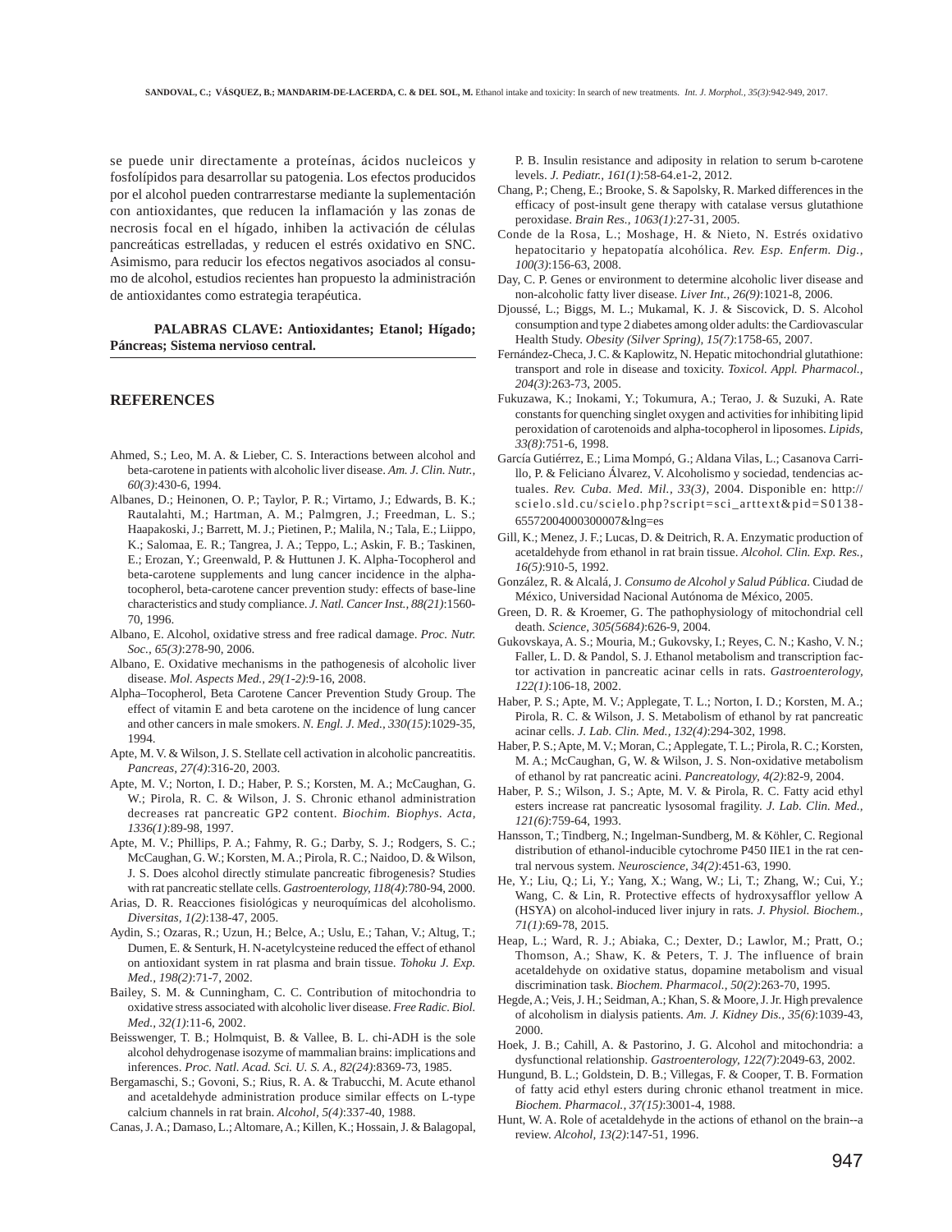se puede unir directamente a proteínas, ácidos nucleicos y fosfolípidos para desarrollar su patogenia. Los efectos producidos por el alcohol pueden contrarrestarse mediante la suplementación con antioxidantes, que reducen la inflamación y las zonas de necrosis focal en el hígado, inhiben la activación de células pancreáticas estrelladas, y reducen el estrés oxidativo en SNC. Asimismo, para reducir los efectos negativos asociados al consumo de alcohol, estudios recientes han propuesto la administración de antioxidantes como estrategia terapéutica.

**PALABRAS CLAVE: Antioxidantes; Etanol; Hígado; Páncreas; Sistema nervioso central.**

## REFERENCES

Ahmed, S.; Leo, M. A. & Lieber, C. S. Interactions between alcohol and beta-carotene in patients with alcoholic liver disease. *Am. J. Clin. Nutr., 60(3)*:430-6, 1994.

Albanes, D.; Heinonen, O. P.; Taylor, P. R.; Virtamo, J.; Edwards, B. K.; Rautalahti, M.; Hartman, A. M.; Palmgren, J.; Freedman, L. S.; Haapakoski, J.; Barrett, M. J.; Pietinen, P.; Malila, N.; Tala, E.; Liippo, K.; Salomaa, E. R.; Tangrea, J. A.; Teppo, L.; Askin, F. B.; Taskinen, E.; Erozan, Y.; Greenwald, P. & Huttunen J. K. Alpha-Tocopherol and beta-carotene supplements and lung cancer incidence in the alpha-tocopherol, beta-carotene cancer prevention study: effects of base-line characteristics and study compliance. *J. Natl. Cancer Inst., 88(21)*:1560-70, 1996.

Albano, E. Alcohol, oxidative stress and free radical damage. *Proc. Nutr. Soc., 65(3)*:278-90, 2006.

Albano, E. Oxidative mechanisms in the pathogenesis of alcoholic liver disease. *Mol. Aspects Med., 29(1-2)*:9-16, 2008.

Alpha–Tocopherol, Beta Carotene Cancer Prevention Study Group. The effect of vitamin E and beta carotene on the incidence of lung cancer and other cancers in male smokers. *N. Engl. J. Med., 330(15)*:1029-35, 1994.

Apte, M. V. & Wilson, J. S. Stellate cell activation in alcoholic pancreatitis. *Pancreas, 27(4)*:316-20, 2003.

Apte, M. V.; Norton, I. D.; Haber, P. S.; Korsten, M. A.; McCaughan, G. W.; Pirola, R. C. & Wilson, J. S. Chronic ethanol administration decreases rat pancreatic GP2 content. *Biochim. Biophys. Acta, 1336(1)*:89-98, 1997.

Apte, M. V.; Phillips, P. A.; Fahmy, R. G.; Darby, S. J.; Rodgers, S. C.; McCaughan, G. W.; Korsten, M. A.; Pirola, R. C.; Naidoo, D. & Wilson, J. S. Does alcohol directly stimulate pancreatic fibrogenesis? Studies with rat pancreatic stellate cells. *Gastroenterology, 118(4)*:780-94, 2000.

Arias, D. R. Reacciones fisiológicas y neuroquímicas del alcoholismo. *Diversitas, 1(2)*:138-47, 2005.

Aydin, S.; Ozaras, R.; Uzun, H.; Belce, A.; Uslu, E.; Tahan, V.; Altug, T.; Dumen, E. & Senturk, H. N-acetylcysteine reduced the effect of ethanol on antioxidant system in rat plasma and brain tissue. *Tohoku J. Exp. Med., 198(2)*:71-7, 2002.

Bailey, S. M. & Cunningham, C. C. Contribution of mitochondria to oxidative stress associated with alcoholic liver disease. *Free Radic. Biol. Med., 32(1)*:11-6, 2002.

Beisswenger, T. B.; Holmquist, B. & Vallee, B. L. chi-ADH is the sole alcohol dehydrogenase isozyme of mammalian brains: implications and inferences. *Proc. Natl. Acad. Sci. U. S. A., 82(24)*:8369-73, 1985.

Bergamaschi, S.; Govoni, S.; Rius, R. A. & Trabucchi, M. Acute ethanol and acetaldehyde administration produce similar effects on L-type calcium channels in rat brain. *Alcohol, 5(4)*:337-40, 1988.

Canas, J. A.; Damaso, L.; Altomare, A.; Killen, K.; Hossain, J. & Balagopal, P. B. Insulin resistance and adiposity in relation to serum b-carotene levels. *J. Pediatr., 161(1)*:58-64.e1-2, 2012.

Chang, P.; Cheng, E.; Brooke, S. & Sapolsky, R. Marked differences in the efficacy of post-insult gene therapy with catalase versus glutathione peroxidase. *Brain Res., 1063(1)*:27-31, 2005.

Conde de la Rosa, L.; Moshage, H. & Nieto, N. Estrés oxidativo hepatocitario y hepatopatía alcohólica. *Rev. Esp. Enferm. Dig., 100(3)*:156-63, 2008.

Day, C. P. Genes or environment to determine alcoholic liver disease and non-alcoholic fatty liver disease. *Liver Int., 26(9)*:1021-8, 2006.

Djoussé, L.; Biggs, M. L.; Mukamal, K. J. & Siscovick, D. S. Alcohol consumption and type 2 diabetes among older adults: the Cardiovascular Health Study. *Obesity (Silver Spring), 15(7)*:1758-65, 2007.

Fernández-Checa, J. C. & Kaplowitz, N. Hepatic mitochondrial glutathione: transport and role in disease and toxicity. *Toxicol. Appl. Pharmacol., 204(3)*:263-73, 2005.

Fukuzawa, K.; Inokami, Y.; Tokumura, A.; Terao, J. & Suzuki, A. Rate constants for quenching singlet oxygen and activities for inhibiting lipid peroxidation of carotenoids and alpha-tocopherol in liposomes. *Lipids, 33(8)*:751-6, 1998.

García Gutiérrez, E.; Lima Mompó, G.; Aldana Vilas, L.; Casanova Carrillo, P. & Feliciano Álvarez, V. Alcoholismo y sociedad, tendencias actuales. *Rev. Cuba. Med. Mil., 33(3)*, 2004. Disponible en: http://scielo.sld.cu/scielo.php?script=sci_arttext&pid=S0138-65572004000300007&lng=es

Gill, K.; Menez, J. F.; Lucas, D. & Deitrich, R. A. Enzymatic production of acetaldehyde from ethanol in rat brain tissue. *Alcohol. Clin. Exp. Res., 16(5)*:910-5, 1992.

González, R. & Alcalá, J. *Consumo de Alcohol y Salud Pública.* Ciudad de México, Universidad Nacional Autónoma de México, 2005.

Green, D. R. & Kroemer, G. The pathophysiology of mitochondrial cell death. *Science, 305(5684)*:626-9, 2004.

Gukovskaya, A. S.; Mouria, M.; Gukovsky, I.; Reyes, C. N.; Kasho, V. N.; Faller, L. D. & Pandol, S. J. Ethanol metabolism and transcription factor activation in pancreatic acinar cells in rats. *Gastroenterology, 122(1)*:106-18, 2002.

Haber, P. S.; Apte, M. V.; Applegate, T. L.; Norton, I. D.; Korsten, M. A.; Pirola, R. C. & Wilson, J. S. Metabolism of ethanol by rat pancreatic acinar cells. *J. Lab. Clin. Med., 132(4)*:294-302, 1998.

Haber, P. S.; Apte, M. V.; Moran, C.; Applegate, T. L.; Pirola, R. C.; Korsten, M. A.; McCaughan, G. W. & Wilson, J. S. Non-oxidative metabolism of ethanol by rat pancreatic acini. *Pancreatology, 4(2)*:82-9, 2004.

Haber, P. S.; Wilson, J. S.; Apte, M. V. & Pirola, R. C. Fatty acid ethyl esters increase rat pancreatic lysosomal fragility. *J. Lab. Clin. Med., 121(6)*:759-64, 1993.

Hansson, T.; Tindberg, N.; Ingelman-Sundberg, M. & Köhler, C. Regional distribution of ethanol-inducible cytochrome P450 IIE1 in the rat central nervous system. *Neuroscience, 34(2)*:451-63, 1990.

He, Y.; Liu, Q.; Li, Y.; Yang, X.; Wang, W.; Li, T.; Zhang, W.; Cui, Y.; Wang, C. & Lin, R. Protective effects of hydroxysafflor yellow A (HSYA) on alcohol-induced liver injury in rats. *J. Physiol. Biochem., 71(1)*:69-78, 2015.

Heap, L.; Ward, R. J.; Abiaka, C.; Dexter, D.; Lawlor, M.; Pratt, O.; Thomson, A.; Shaw, K. & Peters, T. J. The influence of brain acetaldehyde on oxidative status, dopamine metabolism and visual discrimination task. *Biochem. Pharmacol., 50(2)*:263-70, 1995.

Hegde, A.; Veis, J. H.; Seidman, A.; Khan, S. & Moore, J. Jr. High prevalence of alcoholism in dialysis patients. *Am. J. Kidney Dis., 35(6)*:1039-43, 2000.

Hoek, J. B.; Cahill, A. & Pastorino, J. G. Alcohol and mitochondria: a dysfunctional relationship. *Gastroenterology, 122(7)*:2049-63, 2002.

Hungund, B. L.; Goldstein, D. B.; Villegas, F. & Cooper, T. B. Formation of fatty acid ethyl esters during chronic ethanol treatment in mice. *Biochem. Pharmacol., 37(15)*:3001-4, 1988.

Hunt, W. A. Role of acetaldehyde in the actions of ethanol on the brain--a review. *Alcohol, 13(2)*:147-51, 1996.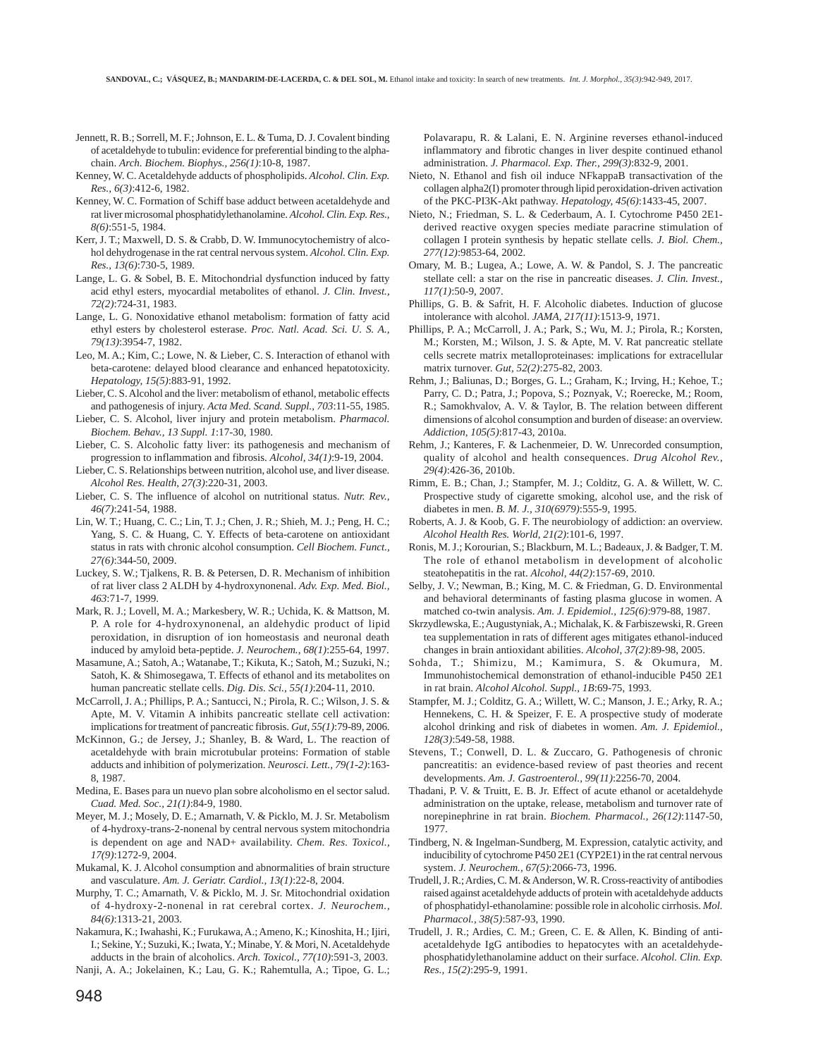Jennett, R. B.; Sorrell, M. F.; Johnson, E. L. & Tuma, D. J. Covalent binding of acetaldehyde to tubulin: evidence for preferential binding to the alpha-chain. *Arch. Biochem. Biophys., 256(1)*:10-8, 1987.

Kenney, W. C. Acetaldehyde adducts of phospholipids. *Alcohol. Clin. Exp. Res., 6(3)*:412-6, 1982.

Kenney, W. C. Formation of Schiff base adduct between acetaldehyde and rat liver microsomal phosphatidylethanolamine. *Alcohol. Clin. Exp. Res., 8(6)*:551-5, 1984.

Kerr, J. T.; Maxwell, D. S. & Crabb, D. W. Immunocytochemistry of alcohol dehydrogenase in the rat central nervous system. *Alcohol. Clin. Exp. Res., 13(6)*:730-5, 1989.

Lange, L. G. & Sobel, B. E. Mitochondrial dysfunction induced by fatty acid ethyl esters, myocardial metabolites of ethanol. *J. Clin. Invest., 72(2)*:724-31, 1983.

Lange, L. G. Nonoxidative ethanol metabolism: formation of fatty acid ethyl esters by cholesterol esterase. *Proc. Natl. Acad. Sci. U. S. A., 79(13)*:3954-7, 1982.

Leo, M. A.; Kim, C.; Lowe, N. & Lieber, C. S. Interaction of ethanol with beta-carotene: delayed blood clearance and enhanced hepatotoxicity. *Hepatology, 15(5)*:883-91, 1992.

Lieber, C. S. Alcohol and the liver: metabolism of ethanol, metabolic effects and pathogenesis of injury. *Acta Med. Scand. Suppl., 703*:11-55, 1985.

Lieber, C. S. Alcohol, liver injury and protein metabolism. *Pharmacol. Biochem. Behav., 13 Suppl. 1*:17-30, 1980.

Lieber, C. S. Alcoholic fatty liver: its pathogenesis and mechanism of progression to inflammation and fibrosis. *Alcohol, 34(1)*:9-19, 2004.

Lieber, C. S. Relationships between nutrition, alcohol use, and liver disease. *Alcohol Res. Health, 27(3)*:220-31, 2003.

Lieber, C. S. The influence of alcohol on nutritional status. *Nutr. Rev., 46(7)*:241-54, 1988.

Lin, W. T.; Huang, C. C.; Lin, T. J.; Chen, J. R.; Shieh, M. J.; Peng, H. C.; Yang, S. C. & Huang, C. Y. Effects of beta-carotene on antioxidant status in rats with chronic alcohol consumption. *Cell Biochem. Funct., 27(6)*:344-50, 2009.

Luckey, S. W.; Tjalkens, R. B. & Petersen, D. R. Mechanism of inhibition of rat liver class 2 ALDH by 4-hydroxynonenal. *Adv. Exp. Med. Biol., 463*:71-7, 1999.

Mark, R. J.; Lovell, M. A.; Markesbery, W. R.; Uchida, K. & Mattson, M. P. A role for 4-hydroxynonenal, an aldehydic product of lipid peroxidation, in disruption of ion homeostasis and neuronal death induced by amyloid beta-peptide. *J. Neurochem., 68(1)*:255-64, 1997.

Masamune, A.; Satoh, A.; Watanabe, T.; Kikuta, K.; Satoh, M.; Suzuki, N.; Satoh, K. & Shimosegawa, T. Effects of ethanol and its metabolites on human pancreatic stellate cells. *Dig. Dis. Sci., 55(1)*:204-11, 2010.

McCarroll, J. A.; Phillips, P. A.; Santucci, N.; Pirola, R. C.; Wilson, J. S. & Apte, M. V. Vitamin A inhibits pancreatic stellate cell activation: implications for treatment of pancreatic fibrosis. *Gut, 55(1)*:79-89, 2006.

McKinnon, G.; de Jersey, J.; Shanley, B. & Ward, L. The reaction of acetaldehyde with brain microtubular proteins: Formation of stable adducts and inhibition of polymerization. *Neurosci. Lett., 79(1-2)*:163-8, 1987.

Medina, E. Bases para un nuevo plan sobre alcoholismo en el sector salud. *Cuad. Med. Soc., 21(1)*:84-9, 1980.

Meyer, M. J.; Mosely, D. E.; Amarnath, V. & Picklo, M. J. Sr. Metabolism of 4-hydroxy-trans-2-nonenal by central nervous system mitochondria is dependent on age and NAD+ availability. *Chem. Res. Toxicol., 17(9)*:1272-9, 2004.

Mukamal, K. J. Alcohol consumption and abnormalities of brain structure and vasculature. *Am. J. Geriatr. Cardiol., 13(1)*:22-8, 2004.

Murphy, T. C.; Amarnath, V. & Picklo, M. J. Sr. Mitochondrial oxidation of 4-hydroxy-2-nonenal in rat cerebral cortex. *J. Neurochem., 84(6)*:1313-21, 2003.

Nakamura, K.; Iwahashi, K.; Furukawa, A.; Ameno, K.; Kinoshita, H.; Ijiri, I.; Sekine, Y.; Suzuki, K.; Iwata, Y.; Minabe, Y. & Mori, N. Acetaldehyde adducts in the brain of alcoholics. *Arch. Toxicol., 77(10)*:591-3, 2003.

Nanji, A. A.; Jokelainen, K.; Lau, G. K.; Rahemtulla, A.; Tipoe, G. L.; Polavarapu, R. & Lalani, E. N. Arginine reverses ethanol-induced inflammatory and fibrotic changes in liver despite continued ethanol administration. *J. Pharmacol. Exp. Ther., 299(3)*:832-9, 2001.

Nieto, N. Ethanol and fish oil induce NFkappaB transactivation of the collagen alpha2(I) promoter through lipid peroxidation-driven activation of the PKC-PI3K-Akt pathway. *Hepatology, 45(6)*:1433-45, 2007.

Nieto, N.; Friedman, S. L. & Cederbaum, A. I. Cytochrome P450 2E1-derived reactive oxygen species mediate paracrine stimulation of collagen I protein synthesis by hepatic stellate cells. *J. Biol. Chem., 277(12)*:9853-64, 2002.

Omary, M. B.; Lugea, A.; Lowe, A. W. & Pandol, S. J. The pancreatic stellate cell: a star on the rise in pancreatic diseases. *J. Clin. Invest., 117(1)*:50-9, 2007.

Phillips, G. B. & Safrit, H. F. Alcoholic diabetes. Induction of glucose intolerance with alcohol. *JAMA, 217(11)*:1513-9, 1971.

Phillips, P. A.; McCarroll, J. A.; Park, S.; Wu, M. J.; Pirola, R.; Korsten, M.; Korsten, M.; Wilson, J. S. & Apte, M. V. Rat pancreatic stellate cells secrete matrix metalloproteinases: implications for extracellular matrix turnover. *Gut, 52(2)*:275-82, 2003.

Rehm, J.; Baliunas, D.; Borges, G. L.; Graham, K.; Irving, H.; Kehoe, T.; Parry, C. D.; Patra, J.; Popova, S.; Poznyak, V.; Roerecke, M.; Room, R.; Samokhvalov, A. V. & Taylor, B. The relation between different dimensions of alcohol consumption and burden of disease: an overview. *Addiction, 105(5)*:817-43, 2010a.

Rehm, J.; Kanteres, F. & Lachenmeier, D. W. Unrecorded consumption, quality of alcohol and health consequences. *Drug Alcohol Rev., 29(4)*:426-36, 2010b.

Rimm, E. B.; Chan, J.; Stampfer, M. J.; Colditz, G. A. & Willett, W. C. Prospective study of cigarette smoking, alcohol use, and the risk of diabetes in men. *B. M. J., 310(6979)*:555-9, 1995.

Roberts, A. J. & Koob, G. F. The neurobiology of addiction: an overview. *Alcohol Health Res. World, 21(2)*:101-6, 1997.

Ronis, M. J.; Korourian, S.; Blackburn, M. L.; Badeaux, J. & Badger, T. M. The role of ethanol metabolism in development of alcoholic steatohepatitis in the rat. *Alcohol, 44(2)*:157-69, 2010.

Selby, J. V.; Newman, B.; King, M. C. & Friedman, G. D. Environmental and behavioral determinants of fasting plasma glucose in women. A matched co-twin analysis. *Am. J. Epidemiol., 125(6)*:979-88, 1987.

Skrzydlewska, E.; Augustyniak, A.; Michalak, K. & Farbiszewski, R. Green tea supplementation in rats of different ages mitigates ethanol-induced changes in brain antioxidant abilities. *Alcohol, 37(2)*:89-98, 2005.

Sohda, T.; Shimizu, M.; Kamimura, S. & Okumura, M. Immunohistochemical demonstration of ethanol-inducible P450 2E1 in rat brain. *Alcohol Alcohol. Suppl., 1B*:69-75, 1993.

Stampfer, M. J.; Colditz, G. A.; Willett, W. C.; Manson, J. E.; Arky, R. A.; Hennekens, C. H. & Speizer, F. E. A prospective study of moderate alcohol drinking and risk of diabetes in women. *Am. J. Epidemiol., 128(3)*:549-58, 1988.

Stevens, T.; Conwell, D. L. & Zuccaro, G. Pathogenesis of chronic pancreatitis: an evidence-based review of past theories and recent developments. *Am. J. Gastroenterol., 99(11)*:2256-70, 2004.

Thadani, P. V. & Truitt, E. B. Jr. Effect of acute ethanol or acetaldehyde administration on the uptake, release, metabolism and turnover rate of norepinephrine in rat brain. *Biochem. Pharmacol., 26(12)*:1147-50, 1977.

Tindberg, N. & Ingelman-Sundberg, M. Expression, catalytic activity, and inducibility of cytochrome P450 2E1 (CYP2E1) in the rat central nervous system. *J. Neurochem., 67(5)*:2066-73, 1996.

Trudell, J. R.; Ardies, C. M. & Anderson, W. R. Cross-reactivity of antibodies raised against acetaldehyde adducts of protein with acetaldehyde adducts of phosphatidyl-ethanolamine: possible role in alcoholic cirrhosis. *Mol. Pharmacol., 38(5)*:587-93, 1990.

Trudell, J. R.; Ardies, C. M.; Green, C. E. & Allen, K. Binding of anti-acetaldehyde IgG antibodies to hepatocytes with an acetaldehyde-phosphatidylethanolamine adduct on their surface. *Alcohol. Clin. Exp. Res., 15(2)*:295-9, 1991.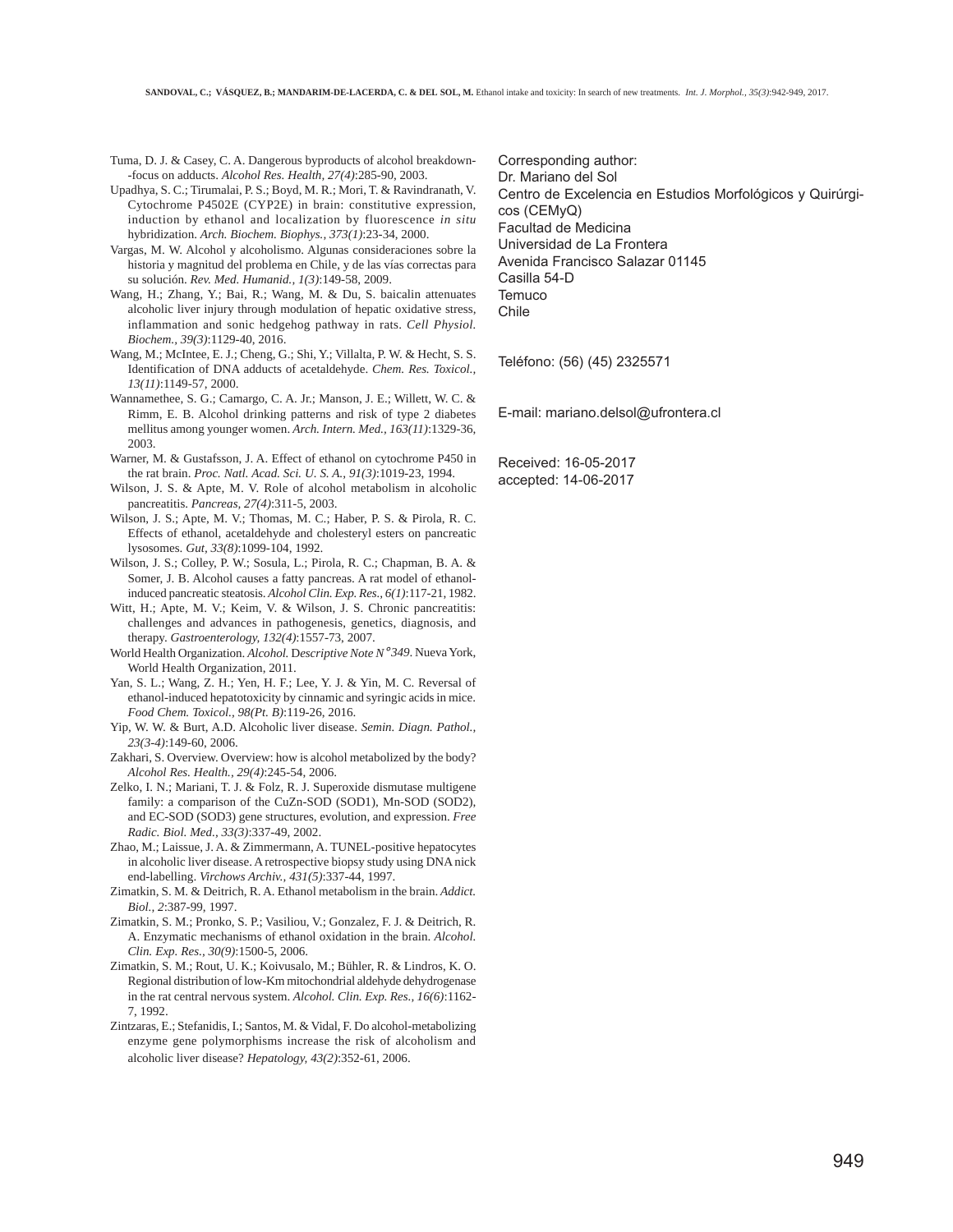Tuma, D. J. & Casey, C. A. Dangerous byproducts of alcohol breakdown--focus on adducts. *Alcohol Res. Health, 27(4)*:285-90, 2003.

Upadhya, S. C.; Tirumalai, P. S.; Boyd, M. R.; Mori, T. & Ravindranath, V. Cytochrome P4502E (CYP2E) in brain: constitutive expression, induction by ethanol and localization by fluorescence *in situ* hybridization. *Arch. Biochem. Biophys., 373(1)*:23-34, 2000.

Vargas, M. W. Alcohol y alcoholismo. Algunas consideraciones sobre la historia y magnitud del problema en Chile, y de las vías correctas para su solución. *Rev. Med. Humanid., 1(3)*:149-58, 2009.

Wang, H.; Zhang, Y.; Bai, R.; Wang, M. & Du, S. baicalin attenuates alcoholic liver injury through modulation of hepatic oxidative stress, inflammation and sonic hedgehog pathway in rats. *Cell Physiol. Biochem., 39(3)*:1129-40, 2016.

Wang, M.; McIntee, E. J.; Cheng, G.; Shi, Y.; Villalta, P. W. & Hecht, S. S. Identification of DNA adducts of acetaldehyde. *Chem. Res. Toxicol., 13(11)*:1149-57, 2000.

Wannamethee, S. G.; Camargo, C. A. Jr.; Manson, J. E.; Willett, W. C. & Rimm, E. B. Alcohol drinking patterns and risk of type 2 diabetes mellitus among younger women. *Arch. Intern. Med., 163(11)*:1329-36, 2003.

Warner, M. & Gustafsson, J. A. Effect of ethanol on cytochrome P450 in the rat brain. *Proc. Natl. Acad. Sci. U. S. A., 91(3)*:1019-23, 1994.

Wilson, J. S. & Apte, M. V. Role of alcohol metabolism in alcoholic pancreatitis. *Pancreas, 27(4)*:311-5, 2003.

Wilson, J. S.; Apte, M. V.; Thomas, M. C.; Haber, P. S. & Pirola, R. C. Effects of ethanol, acetaldehyde and cholesteryl esters on pancreatic lysosomes. *Gut, 33(8)*:1099-104, 1992.

Wilson, J. S.; Colley, P. W.; Sosula, L.; Pirola, R. C.; Chapman, B. A. & Somer, J. B. Alcohol causes a fatty pancreas. A rat model of ethanol-induced pancreatic steatosis. *Alcohol Clin. Exp. Res., 6(1)*:117-21, 1982.

Witt, H.; Apte, M. V.; Keim, V. & Wilson, J. S. Chronic pancreatitis: challenges and advances in pathogenesis, genetics, diagnosis, and therapy. *Gastroenterology, 132(4)*:1557-73, 2007.

World Health Organization. *Alcohol. Descriptive Note N°349*. Nueva York, World Health Organization, 2011.

Yan, S. L.; Wang, Z. H.; Yen, H. F.; Lee, Y. J. & Yin, M. C. Reversal of ethanol-induced hepatotoxicity by cinnamic and syringic acids in mice. *Food Chem. Toxicol., 98(Pt. B)*:119-26, 2016.

Yip, W. W. & Burt, A.D. Alcoholic liver disease. *Semin. Diagn. Pathol., 23(3-4)*:149-60, 2006.

Zakhari, S. Overview. Overview: how is alcohol metabolized by the body? *Alcohol Res. Health., 29(4)*:245-54, 2006.

Zelko, I. N.; Mariani, T. J. & Folz, R. J. Superoxide dismutase multigene family: a comparison of the CuZn-SOD (SOD1), Mn-SOD (SOD2), and EC-SOD (SOD3) gene structures, evolution, and expression. *Free Radic. Biol. Med., 33(3)*:337-49, 2002.

Zhao, M.; Laissue, J. A. & Zimmermann, A. TUNEL-positive hepatocytes in alcoholic liver disease. A retrospective biopsy study using DNA nick end-labelling. *Virchows Archiv., 431(5)*:337-44, 1997.

Zimatkin, S. M. & Deitrich, R. A. Ethanol metabolism in the brain. *Addict. Biol., 2*:387-99, 1997.

Zimatkin, S. M.; Pronko, S. P.; Vasiliou, V.; Gonzalez, F. J. & Deitrich, R. A. Enzymatic mechanisms of ethanol oxidation in the brain. *Alcohol. Clin. Exp. Res., 30(9)*:1500-5, 2006.

Zimatkin, S. M.; Rout, U. K.; Koivusalo, M.; Bühler, R. & Lindros, K. O. Regional distribution of low-Km mitochondrial aldehyde dehydrogenase in the rat central nervous system. *Alcohol. Clin. Exp. Res., 16(6)*:1162-7, 1992.

Zintzaras, E.; Stefanidis, I.; Santos, M. & Vidal, F. Do alcohol-metabolizing enzyme gene polymorphisms increase the risk of alcoholism and alcoholic liver disease? *Hepatology, 43(2)*:352-61, 2006.

Corresponding author:
Dr. Mariano del Sol
Centro de Excelencia en Estudios Morfológicos y Quirúrgicos (CEMyQ)
Facultad de Medicina
Universidad de La Frontera
Avenida Francisco Salazar 01145
Casilla 54-D
Temuco
Chile

Teléfono: (56) (45) 2325571

E-mail: mariano.delsol@ufrontera.cl

Received: 16-05-2017
accepted: 14-06-2017